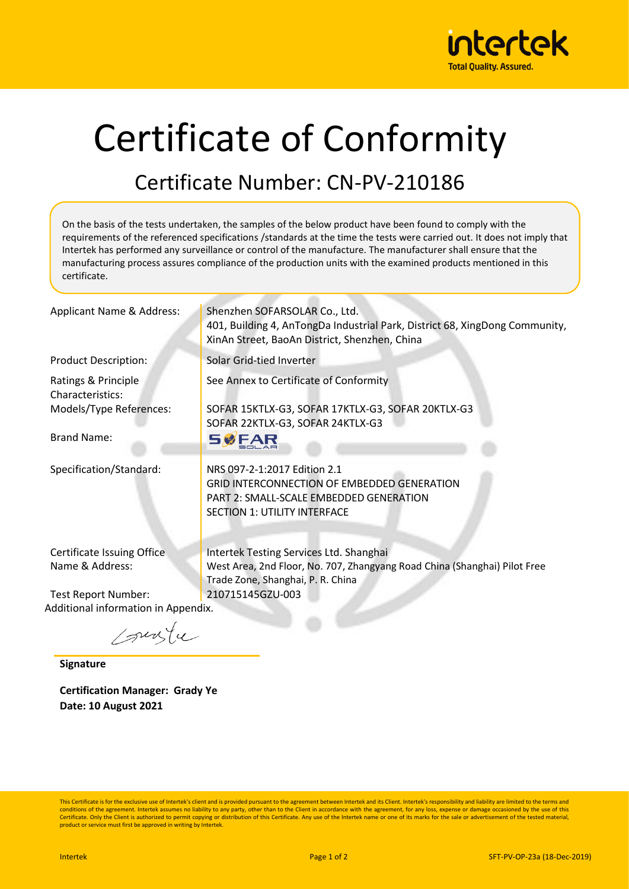# Certificate of Conformity

## Certificate Number: CN-PV-210186

On the basis of the tests undertaken, the samples of the below product have been found to comply with the requirements of the referenced specifications /standards at the time the tests were carried out. It does not imply that Intertek has performed any surveillance or control of the manufacture. The manufacturer shall ensure that the manufacturing process assures compliance of the production units with the examined products mentioned in this certificate.

| | |
|---|---|
| Applicant Name & Address: | Shenzhen SOFARSOLAR Co., Ltd.<br>401, Building 4, AnTongDa Industrial Park, District 68, XingDong Community, XinAn Street, BaoAn District, Shenzhen, China |
| Product Description: | Solar Grid-tied Inverter |
| Ratings & Principle Characteristics: | See Annex to Certificate of Conformity |
| Models/Type References: | SOFAR 15KTLX-G3, SOFAR 17KTLX-G3, SOFAR 20KTLX-G3<br>SOFAR 22KTLX-G3, SOFAR 24KTLX-G3 |
| Brand Name: | SOFAR SOLAR |
| Specification/Standard: | NRS 097-2-1:2017 Edition 2.1<br>GRID INTERCONNECTION OF EMBEDDED GENERATION<br>PART 2: SMALL-SCALE EMBEDDED GENERATION<br>SECTION 1: UTILITY INTERFACE |
| Certificate Issuing Office Name & Address: | Intertek Testing Services Ltd. Shanghai<br>West Area, 2nd Floor, No. 707, Zhangyang Road China (Shanghai) Pilot Free Trade Zone, Shanghai, P. R. China |
| Test Report Number: | 210715145GZU-003 |

Additional information in Appendix.

**Signature**

**Certification Manager: Grady Ye**
**Date: 10 August 2021**

This Certificate is for the exclusive use of Intertek's client and is provided pursuant to the agreement between Intertek and its Client. Intertek's responsibility and liability are limited to the terms and conditions of the agreement. Intertek assumes no liability to any party, other than to the Client in accordance with the agreement, for any loss, expense or damage occasioned by the use of this Certificate. Only the Client is authorized to permit copying or distribution of this Certificate. Any use of the Intertek name or one of its marks for the sale or advertisement of the tested material, product or service must first be approved in writing by Intertek.

SFT-PV-OP-23a (18-Dec-2019)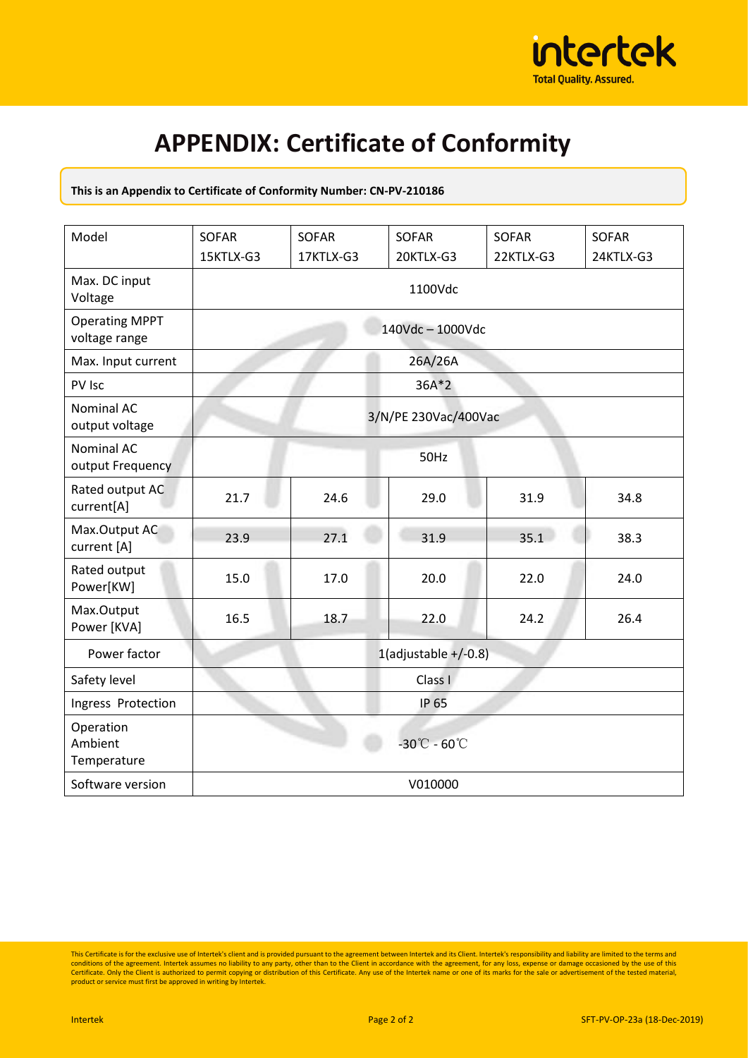# APPENDIX: Certificate of Conformity

**This is an Appendix to Certificate of Conformity Number: CN-PV-210186**

| Model | SOFAR 15KTLX-G3 | SOFAR 17KTLX-G3 | SOFAR 20KTLX-G3 | SOFAR 22KTLX-G3 | SOFAR 24KTLX-G3 |
|---|---|---|---|---|---|
| Max. DC input Voltage | 1100Vdc | | | | |
| Operating MPPT voltage range | 140Vdc – 1000Vdc | | | | |
| Max. Input current | 26A/26A | | | | |
| PV Isc | 36A*2 | | | | |
| Nominal AC output voltage | 3/N/PE 230Vac/400Vac | | | | |
| Nominal AC output Frequency | 50Hz | | | | |
| Rated output AC current[A] | 21.7 | 24.6 | 29.0 | 31.9 | 34.8 |
| Max.Output AC current [A] | 23.9 | 27.1 | 31.9 | 35.1 | 38.3 |
| Rated output Power[KW] | 15.0 | 17.0 | 20.0 | 22.0 | 24.0 |
| Max.Output Power [KVA] | 16.5 | 18.7 | 22.0 | 24.2 | 26.4 |
| Power factor | 1(adjustable +/-0.8) | | | | |
| Safety level | Class I | | | | |
| Ingress Protection | IP 65 | | | | |
| Operation Ambient Temperature | -30℃ - 60℃ | | | | |
| Software version | V010000 | | | | |

This Certificate is for the exclusive use of Intertek's client and is provided pursuant to the agreement between Intertek and its Client. Intertek's responsibility and liability are limited to the terms and conditions of the agreement. Intertek assumes no liability to any party, other than to the Client in accordance with the agreement, for any loss, expense or damage occasioned by the use of this Certificate. Only the Client is authorized to permit copying or distribution of this Certificate. Any use of the Intertek name or one of its marks for the sale or advertisement of the tested material, product or service must first be approved in writing by Intertek.

Intertek SFT-PV-OP-23a (18-Dec-2019)